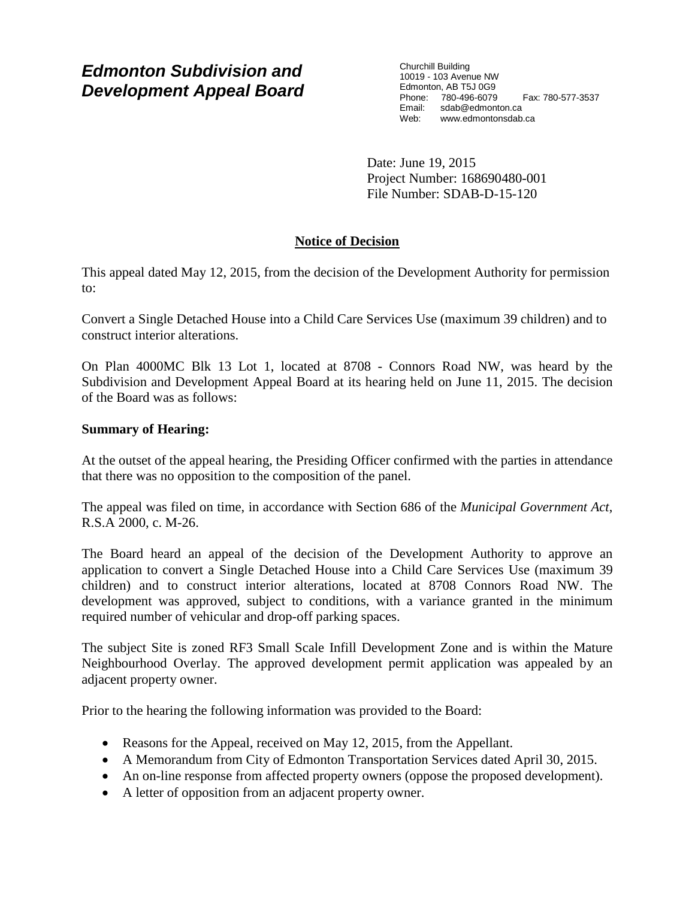# *Edmonton Subdivision and Development Appeal Board*

Churchill Building
10019 - 103 Avenue NW
Edmonton, AB T5J 0G9
Phone: 780-496-6079 Fax: 780-577-3537
Email: sdab@edmonton.ca
Web: www.edmontonsdab.ca

Date: June 19, 2015
Project Number: 168690480-001
File Number: SDAB-D-15-120

## **Notice of Decision**

This appeal dated May 12, 2015, from the decision of the Development Authority for permission to:

Convert a Single Detached House into a Child Care Services Use (maximum 39 children) and to construct interior alterations.

On Plan 4000MC Blk 13 Lot 1, located at 8708 - Connors Road NW, was heard by the Subdivision and Development Appeal Board at its hearing held on June 11, 2015. The decision of the Board was as follows:

**Summary of Hearing:**

At the outset of the appeal hearing, the Presiding Officer confirmed with the parties in attendance that there was no opposition to the composition of the panel.

The appeal was filed on time, in accordance with Section 686 of the *Municipal Government Act*, R.S.A 2000, c. M-26.

The Board heard an appeal of the decision of the Development Authority to approve an application to convert a Single Detached House into a Child Care Services Use (maximum 39 children) and to construct interior alterations, located at 8708 Connors Road NW. The development was approved, subject to conditions, with a variance granted in the minimum required number of vehicular and drop-off parking spaces.

The subject Site is zoned RF3 Small Scale Infill Development Zone and is within the Mature Neighbourhood Overlay. The approved development permit application was appealed by an adjacent property owner.

Prior to the hearing the following information was provided to the Board:

- Reasons for the Appeal, received on May 12, 2015, from the Appellant.
- A Memorandum from City of Edmonton Transportation Services dated April 30, 2015.
- An on-line response from affected property owners (oppose the proposed development).
- A letter of opposition from an adjacent property owner.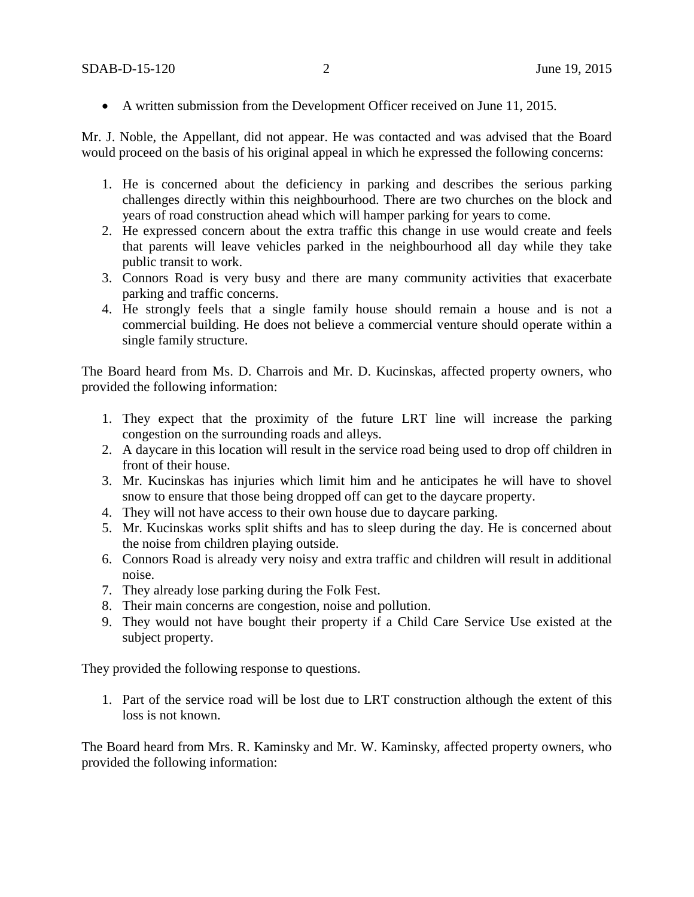- A written submission from the Development Officer received on June 11, 2015.

Mr. J. Noble, the Appellant, did not appear. He was contacted and was advised that the Board would proceed on the basis of his original appeal in which he expressed the following concerns:

1. He is concerned about the deficiency in parking and describes the serious parking challenges directly within this neighbourhood. There are two churches on the block and years of road construction ahead which will hamper parking for years to come.
2. He expressed concern about the extra traffic this change in use would create and feels that parents will leave vehicles parked in the neighbourhood all day while they take public transit to work.
3. Connors Road is very busy and there are many community activities that exacerbate parking and traffic concerns.
4. He strongly feels that a single family house should remain a house and is not a commercial building. He does not believe a commercial venture should operate within a single family structure.

The Board heard from Ms. D. Charrois and Mr. D. Kucinskas, affected property owners, who provided the following information:

1. They expect that the proximity of the future LRT line will increase the parking congestion on the surrounding roads and alleys.
2. A daycare in this location will result in the service road being used to drop off children in front of their house.
3. Mr. Kucinskas has injuries which limit him and he anticipates he will have to shovel snow to ensure that those being dropped off can get to the daycare property.
4. They will not have access to their own house due to daycare parking.
5. Mr. Kucinskas works split shifts and has to sleep during the day. He is concerned about the noise from children playing outside.
6. Connors Road is already very noisy and extra traffic and children will result in additional noise.
7. They already lose parking during the Folk Fest.
8. Their main concerns are congestion, noise and pollution.
9. They would not have bought their property if a Child Care Service Use existed at the subject property.

They provided the following response to questions.

1. Part of the service road will be lost due to LRT construction although the extent of this loss is not known.

The Board heard from Mrs. R. Kaminsky and Mr. W. Kaminsky, affected property owners, who provided the following information: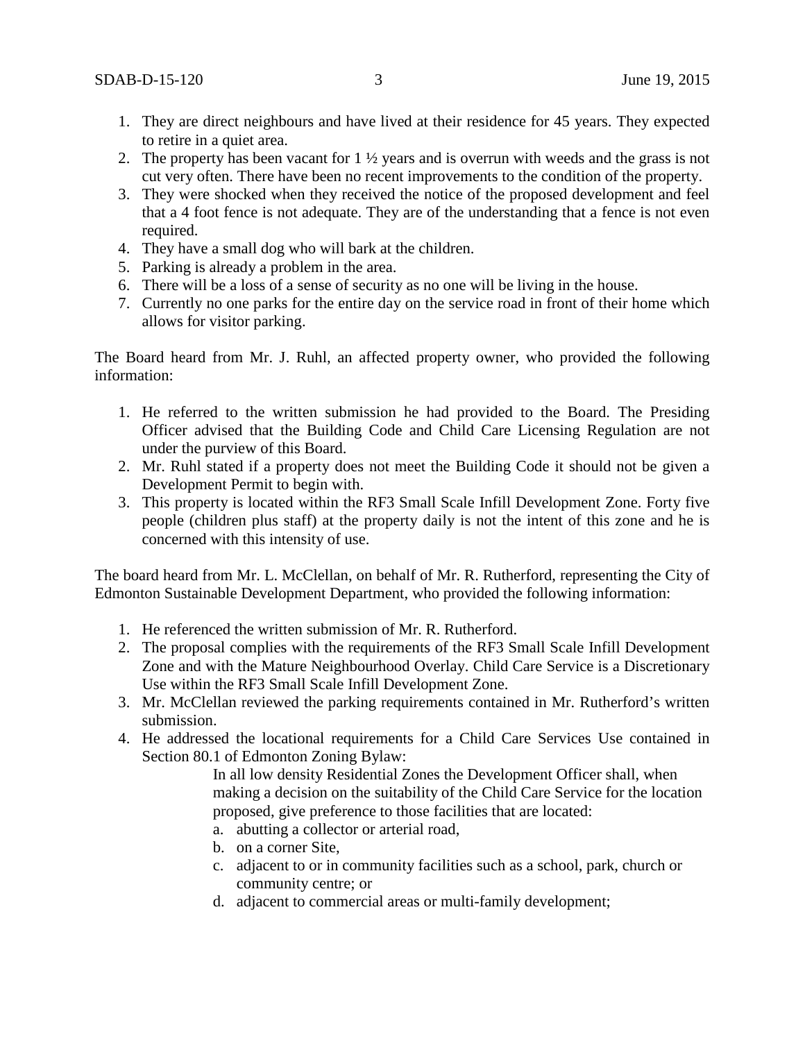1. They are direct neighbours and have lived at their residence for 45 years. They expected to retire in a quiet area.
2. The property has been vacant for 1 ½ years and is overrun with weeds and the grass is not cut very often. There have been no recent improvements to the condition of the property.
3. They were shocked when they received the notice of the proposed development and feel that a 4 foot fence is not adequate. They are of the understanding that a fence is not even required.
4. They have a small dog who will bark at the children.
5. Parking is already a problem in the area.
6. There will be a loss of a sense of security as no one will be living in the house.
7. Currently no one parks for the entire day on the service road in front of their home which allows for visitor parking.

The Board heard from Mr. J. Ruhl, an affected property owner, who provided the following information:

1. He referred to the written submission he had provided to the Board. The Presiding Officer advised that the Building Code and Child Care Licensing Regulation are not under the purview of this Board.
2. Mr. Ruhl stated if a property does not meet the Building Code it should not be given a Development Permit to begin with.
3. This property is located within the RF3 Small Scale Infill Development Zone. Forty five people (children plus staff) at the property daily is not the intent of this zone and he is concerned with this intensity of use.

The board heard from Mr. L. McClellan, on behalf of Mr. R. Rutherford, representing the City of Edmonton Sustainable Development Department, who provided the following information:

1. He referenced the written submission of Mr. R. Rutherford.
2. The proposal complies with the requirements of the RF3 Small Scale Infill Development Zone and with the Mature Neighbourhood Overlay. Child Care Service is a Discretionary Use within the RF3 Small Scale Infill Development Zone.
3. Mr. McClellan reviewed the parking requirements contained in Mr. Rutherford's written submission.
4. He addressed the locational requirements for a Child Care Services Use contained in Section 80.1 of Edmonton Zoning Bylaw:

    In all low density Residential Zones the Development Officer shall, when making a decision on the suitability of the Child Care Service for the location proposed, give preference to those facilities that are located:

    a. abutting a collector or arterial road,
    b. on a corner Site,
    c. adjacent to or in community facilities such as a school, park, church or community centre; or
    d. adjacent to commercial areas or multi-family development;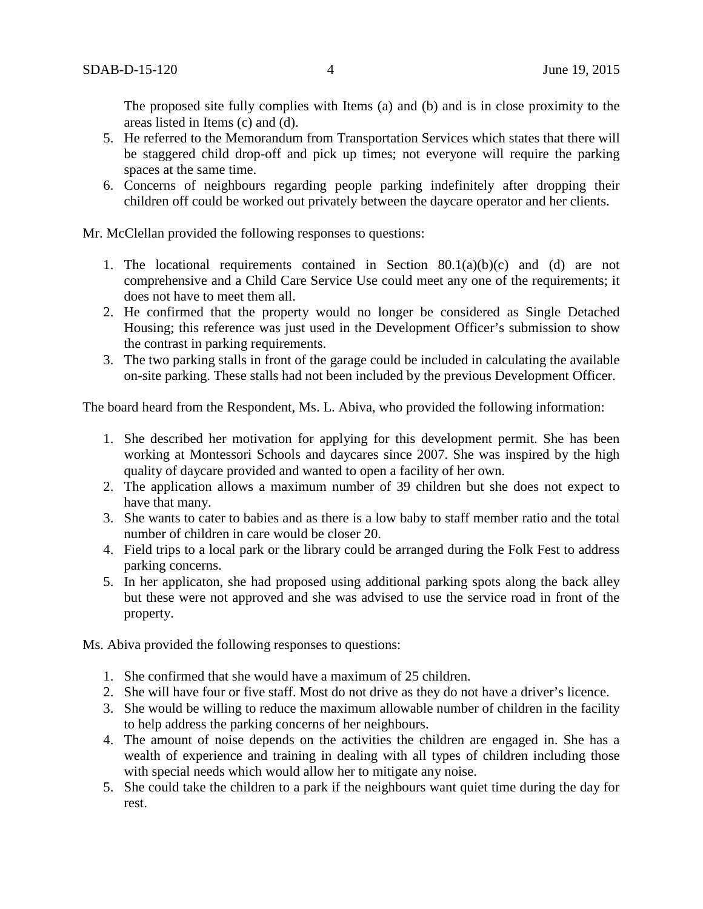The proposed site fully complies with Items (a) and (b) and is in close proximity to the areas listed in Items (c) and (d).

5. He referred to the Memorandum from Transportation Services which states that there will be staggered child drop-off and pick up times; not everyone will require the parking spaces at the same time.
6. Concerns of neighbours regarding people parking indefinitely after dropping their children off could be worked out privately between the daycare operator and her clients.

Mr. McClellan provided the following responses to questions:

1. The locational requirements contained in Section 80.1(a)(b)(c) and (d) are not comprehensive and a Child Care Service Use could meet any one of the requirements; it does not have to meet them all.
2. He confirmed that the property would no longer be considered as Single Detached Housing; this reference was just used in the Development Officer's submission to show the contrast in parking requirements.
3. The two parking stalls in front of the garage could be included in calculating the available on-site parking. These stalls had not been included by the previous Development Officer.

The board heard from the Respondent, Ms. L. Abiva, who provided the following information:

1. She described her motivation for applying for this development permit. She has been working at Montessori Schools and daycares since 2007. She was inspired by the high quality of daycare provided and wanted to open a facility of her own.
2. The application allows a maximum number of 39 children but she does not expect to have that many.
3. She wants to cater to babies and as there is a low baby to staff member ratio and the total number of children in care would be closer 20.
4. Field trips to a local park or the library could be arranged during the Folk Fest to address parking concerns.
5. In her applicaton, she had proposed using additional parking spots along the back alley but these were not approved and she was advised to use the service road in front of the property.

Ms. Abiva provided the following responses to questions:

1. She confirmed that she would have a maximum of 25 children.
2. She will have four or five staff. Most do not drive as they do not have a driver's licence.
3. She would be willing to reduce the maximum allowable number of children in the facility to help address the parking concerns of her neighbours.
4. The amount of noise depends on the activities the children are engaged in. She has a wealth of experience and training in dealing with all types of children including those with special needs which would allow her to mitigate any noise.
5. She could take the children to a park if the neighbours want quiet time during the day for rest.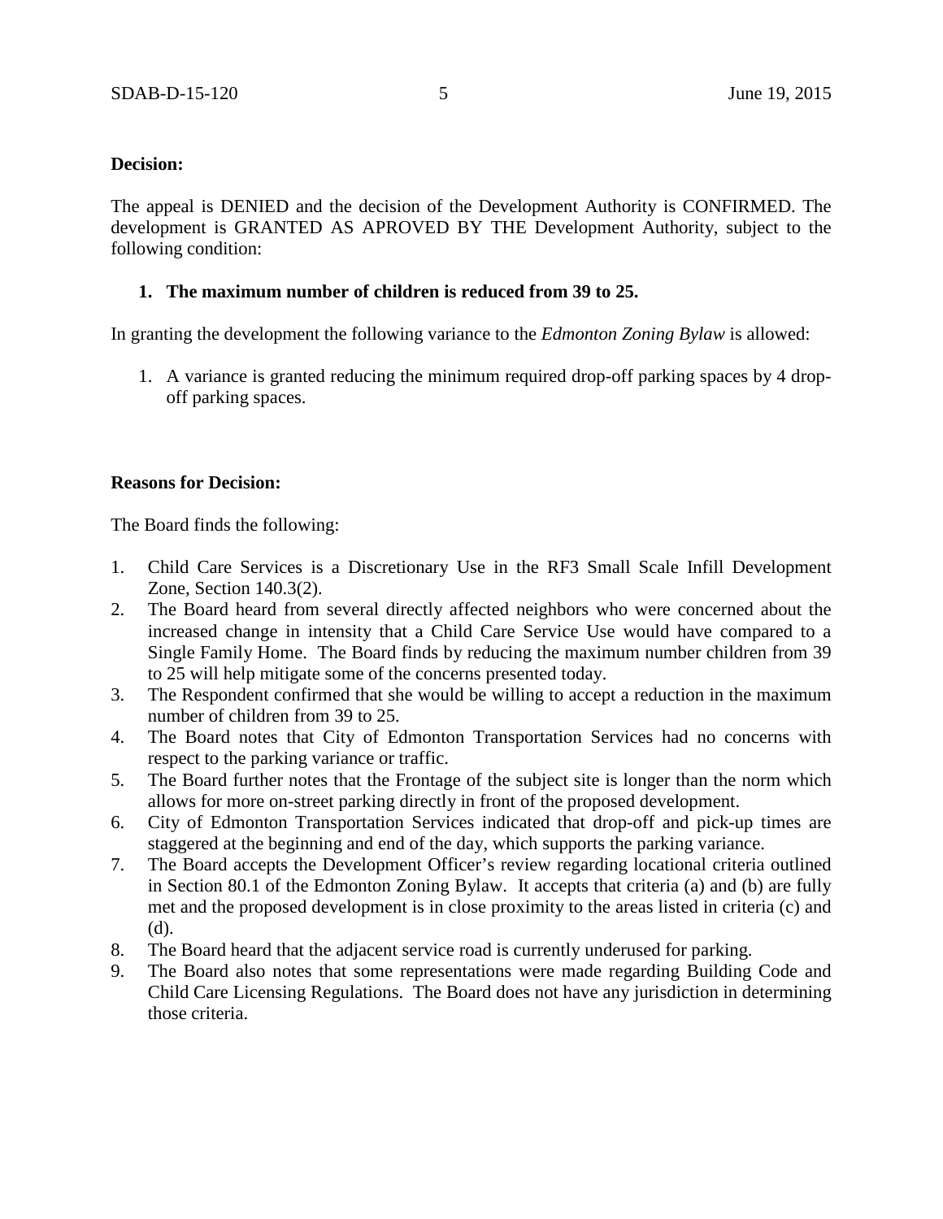**Decision:**

The appeal is DENIED and the decision of the Development Authority is CONFIRMED. The development is GRANTED AS APROVED BY THE Development Authority, subject to the following condition:

1. **The maximum number of children is reduced from 39 to 25.**

In granting the development the following variance to the *Edmonton Zoning Bylaw* is allowed:

1. A variance is granted reducing the minimum required drop-off parking spaces by 4 drop-off parking spaces.

**Reasons for Decision:**

The Board finds the following:

1. Child Care Services is a Discretionary Use in the RF3 Small Scale Infill Development Zone, Section 140.3(2).
2. The Board heard from several directly affected neighbors who were concerned about the increased change in intensity that a Child Care Service Use would have compared to a Single Family Home. The Board finds by reducing the maximum number children from 39 to 25 will help mitigate some of the concerns presented today.
3. The Respondent confirmed that she would be willing to accept a reduction in the maximum number of children from 39 to 25.
4. The Board notes that City of Edmonton Transportation Services had no concerns with respect to the parking variance or traffic.
5. The Board further notes that the Frontage of the subject site is longer than the norm which allows for more on-street parking directly in front of the proposed development.
6. City of Edmonton Transportation Services indicated that drop-off and pick-up times are staggered at the beginning and end of the day, which supports the parking variance.
7. The Board accepts the Development Officer's review regarding locational criteria outlined in Section 80.1 of the Edmonton Zoning Bylaw. It accepts that criteria (a) and (b) are fully met and the proposed development is in close proximity to the areas listed in criteria (c) and (d).
8. The Board heard that the adjacent service road is currently underused for parking.
9. The Board also notes that some representations were made regarding Building Code and Child Care Licensing Regulations. The Board does not have any jurisdiction in determining those criteria.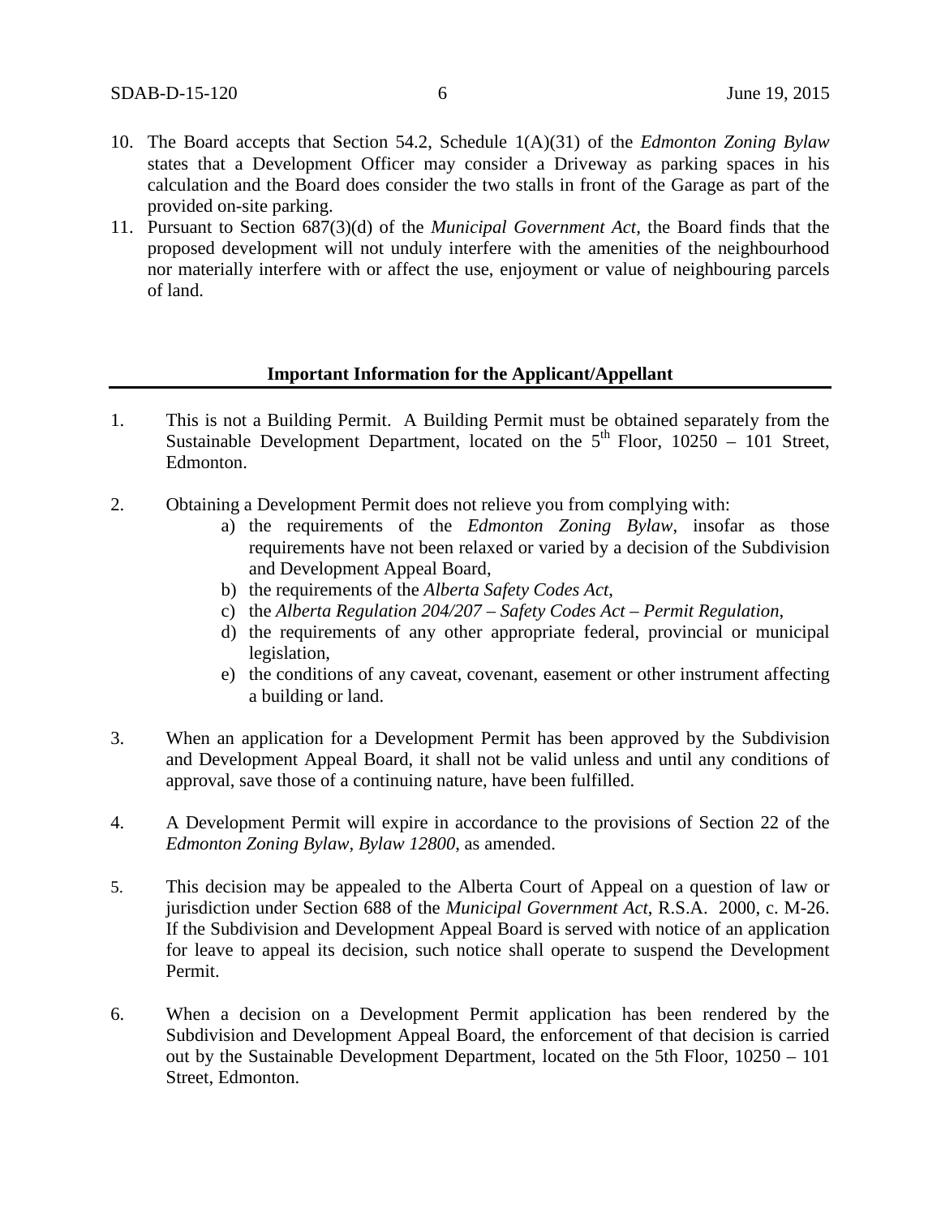10. The Board accepts that Section 54.2, Schedule 1(A)(31) of the *Edmonton Zoning Bylaw* states that a Development Officer may consider a Driveway as parking spaces in his calculation and the Board does consider the two stalls in front of the Garage as part of the provided on-site parking.
11. Pursuant to Section 687(3)(d) of the *Municipal Government Act,* the Board finds that the proposed development will not unduly interfere with the amenities of the neighbourhood nor materially interfere with or affect the use, enjoyment or value of neighbouring parcels of land.

**Important Information for the Applicant/Appellant**

1. This is not a Building Permit. A Building Permit must be obtained separately from the Sustainable Development Department, located on the 5th Floor, 10250 – 101 Street, Edmonton.

2. Obtaining a Development Permit does not relieve you from complying with:
   a) the requirements of the *Edmonton Zoning Bylaw*, insofar as those requirements have not been relaxed or varied by a decision of the Subdivision and Development Appeal Board,
   b) the requirements of the *Alberta Safety Codes Act*,
   c) the *Alberta Regulation 204/207 – Safety Codes Act – Permit Regulation*,
   d) the requirements of any other appropriate federal, provincial or municipal legislation,
   e) the conditions of any caveat, covenant, easement or other instrument affecting a building or land.

3. When an application for a Development Permit has been approved by the Subdivision and Development Appeal Board, it shall not be valid unless and until any conditions of approval, save those of a continuing nature, have been fulfilled.

4. A Development Permit will expire in accordance to the provisions of Section 22 of the *Edmonton Zoning Bylaw, Bylaw 12800*, as amended.

5. This decision may be appealed to the Alberta Court of Appeal on a question of law or jurisdiction under Section 688 of the *Municipal Government Act*, R.S.A. 2000, c. M-26. If the Subdivision and Development Appeal Board is served with notice of an application for leave to appeal its decision, such notice shall operate to suspend the Development Permit.

6. When a decision on a Development Permit application has been rendered by the Subdivision and Development Appeal Board, the enforcement of that decision is carried out by the Sustainable Development Department, located on the 5th Floor, 10250 – 101 Street, Edmonton.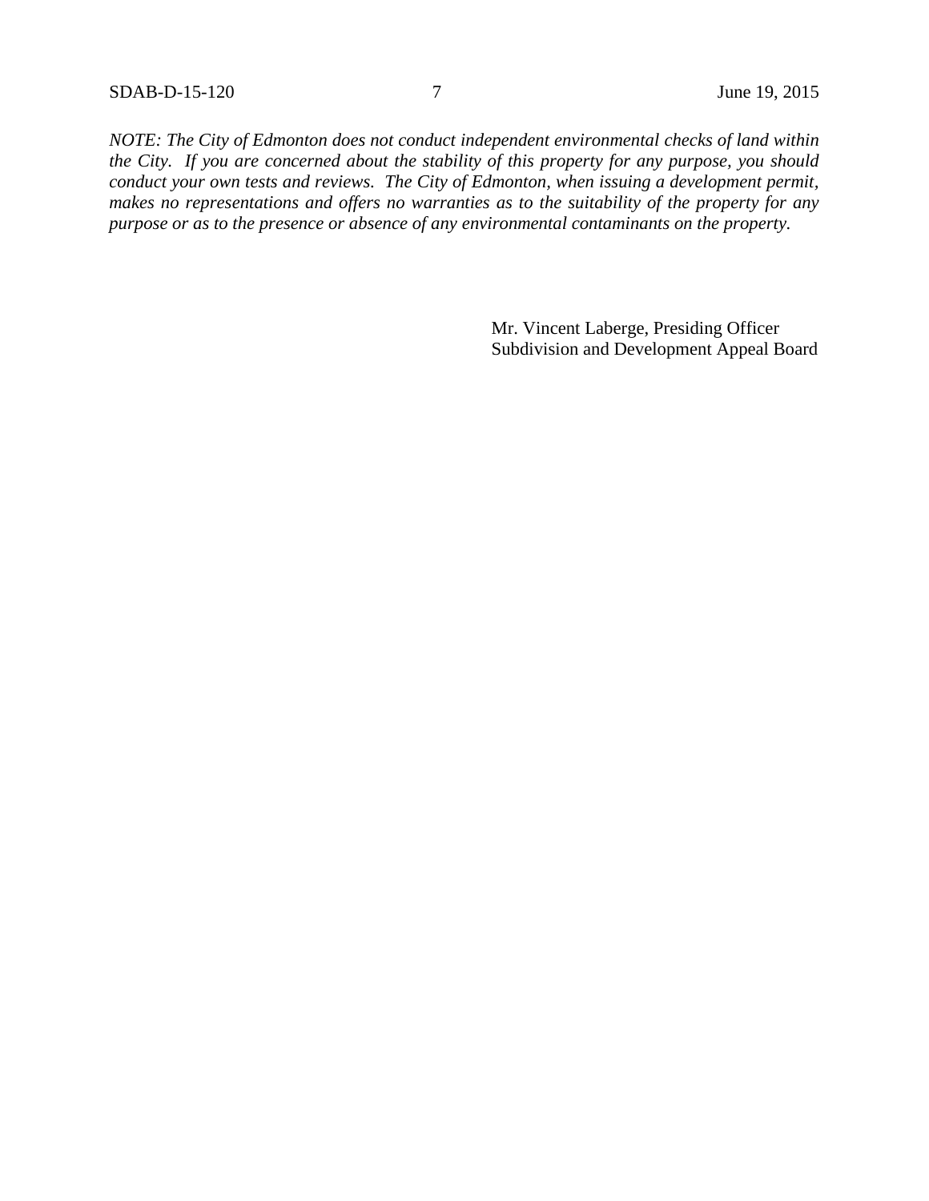*NOTE: The City of Edmonton does not conduct independent environmental checks of land within the City. If you are concerned about the stability of this property for any purpose, you should conduct your own tests and reviews. The City of Edmonton, when issuing a development permit, makes no representations and offers no warranties as to the suitability of the property for any purpose or as to the presence or absence of any environmental contaminants on the property.*

Mr. Vincent Laberge, Presiding Officer
Subdivision and Development Appeal Board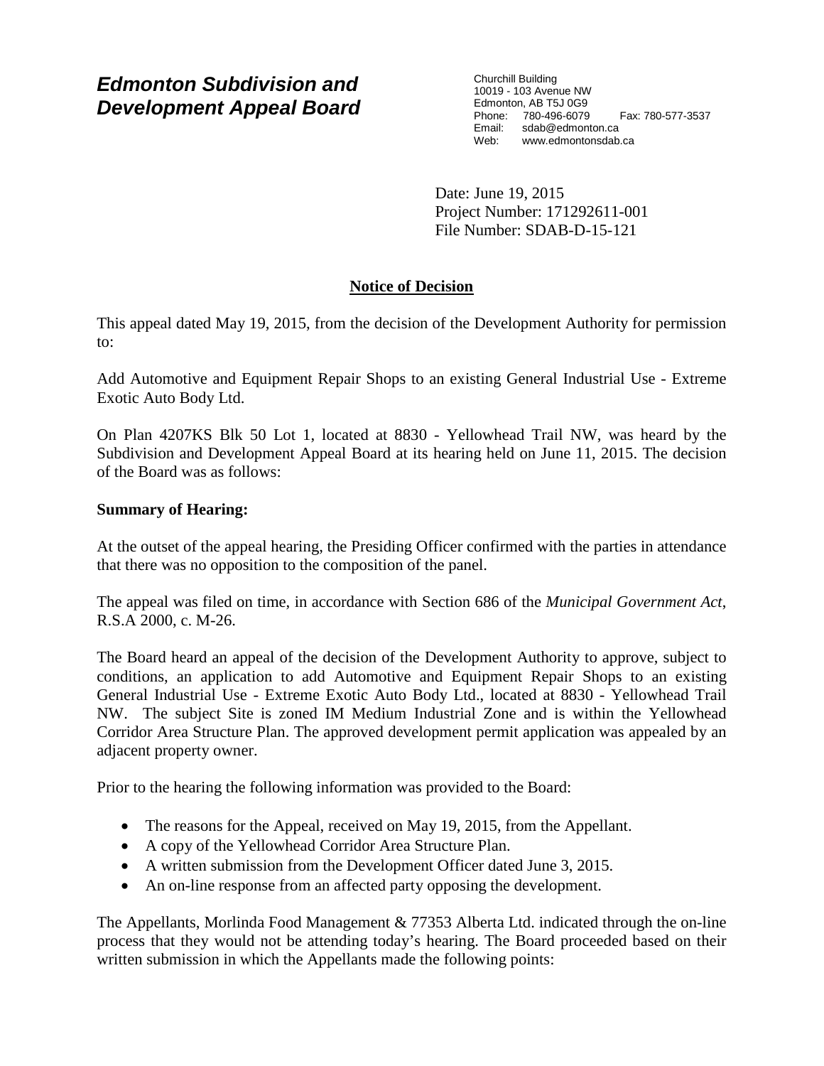## Edmonton Subdivision and Development Appeal Board

Churchill Building
10019 - 103 Avenue NW
Edmonton, AB T5J 0G9
Phone: 780-496-6079 Fax: 780-577-3537
Email: sdab@edmonton.ca
Web: www.edmontonsdab.ca

Date: June 19, 2015
Project Number: 171292611-001
File Number: SDAB-D-15-121

**Notice of Decision**

This appeal dated May 19, 2015, from the decision of the Development Authority for permission to:

Add Automotive and Equipment Repair Shops to an existing General Industrial Use - Extreme Exotic Auto Body Ltd.

On Plan 4207KS Blk 50 Lot 1, located at 8830 - Yellowhead Trail NW, was heard by the Subdivision and Development Appeal Board at its hearing held on June 11, 2015. The decision of the Board was as follows:

**Summary of Hearing:**

At the outset of the appeal hearing, the Presiding Officer confirmed with the parties in attendance that there was no opposition to the composition of the panel.

The appeal was filed on time, in accordance with Section 686 of the *Municipal Government Act*, R.S.A 2000, c. M-26.

The Board heard an appeal of the decision of the Development Authority to approve, subject to conditions, an application to add Automotive and Equipment Repair Shops to an existing General Industrial Use - Extreme Exotic Auto Body Ltd., located at 8830 - Yellowhead Trail NW. The subject Site is zoned IM Medium Industrial Zone and is within the Yellowhead Corridor Area Structure Plan. The approved development permit application was appealed by an adjacent property owner.

Prior to the hearing the following information was provided to the Board:

- The reasons for the Appeal, received on May 19, 2015, from the Appellant.
- A copy of the Yellowhead Corridor Area Structure Plan.
- A written submission from the Development Officer dated June 3, 2015.
- An on-line response from an affected party opposing the development.

The Appellants, Morlinda Food Management & 77353 Alberta Ltd. indicated through the on-line process that they would not be attending today's hearing. The Board proceeded based on their written submission in which the Appellants made the following points: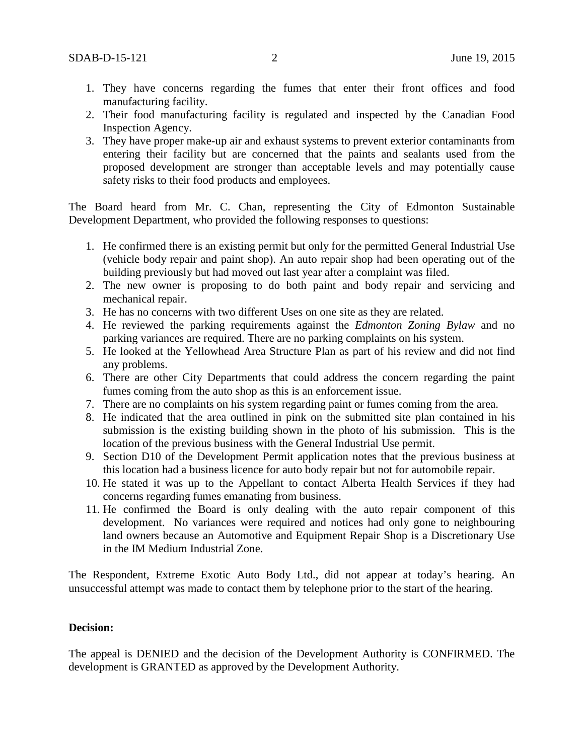1. They have concerns regarding the fumes that enter their front offices and food manufacturing facility.
2. Their food manufacturing facility is regulated and inspected by the Canadian Food Inspection Agency.
3. They have proper make-up air and exhaust systems to prevent exterior contaminants from entering their facility but are concerned that the paints and sealants used from the proposed development are stronger than acceptable levels and may potentially cause safety risks to their food products and employees.

The Board heard from Mr. C. Chan, representing the City of Edmonton Sustainable Development Department, who provided the following responses to questions:

1. He confirmed there is an existing permit but only for the permitted General Industrial Use (vehicle body repair and paint shop). An auto repair shop had been operating out of the building previously but had moved out last year after a complaint was filed.
2. The new owner is proposing to do both paint and body repair and servicing and mechanical repair.
3. He has no concerns with two different Uses on one site as they are related.
4. He reviewed the parking requirements against the *Edmonton Zoning Bylaw* and no parking variances are required. There are no parking complaints on his system.
5. He looked at the Yellowhead Area Structure Plan as part of his review and did not find any problems.
6. There are other City Departments that could address the concern regarding the paint fumes coming from the auto shop as this is an enforcement issue.
7. There are no complaints on his system regarding paint or fumes coming from the area.
8. He indicated that the area outlined in pink on the submitted site plan contained in his submission is the existing building shown in the photo of his submission. This is the location of the previous business with the General Industrial Use permit.
9. Section D10 of the Development Permit application notes that the previous business at this location had a business licence for auto body repair but not for automobile repair.
10. He stated it was up to the Appellant to contact Alberta Health Services if they had concerns regarding fumes emanating from business.
11. He confirmed the Board is only dealing with the auto repair component of this development. No variances were required and notices had only gone to neighbouring land owners because an Automotive and Equipment Repair Shop is a Discretionary Use in the IM Medium Industrial Zone.

The Respondent, Extreme Exotic Auto Body Ltd., did not appear at today's hearing. An unsuccessful attempt was made to contact them by telephone prior to the start of the hearing.

**Decision:**

The appeal is DENIED and the decision of the Development Authority is CONFIRMED. The development is GRANTED as approved by the Development Authority.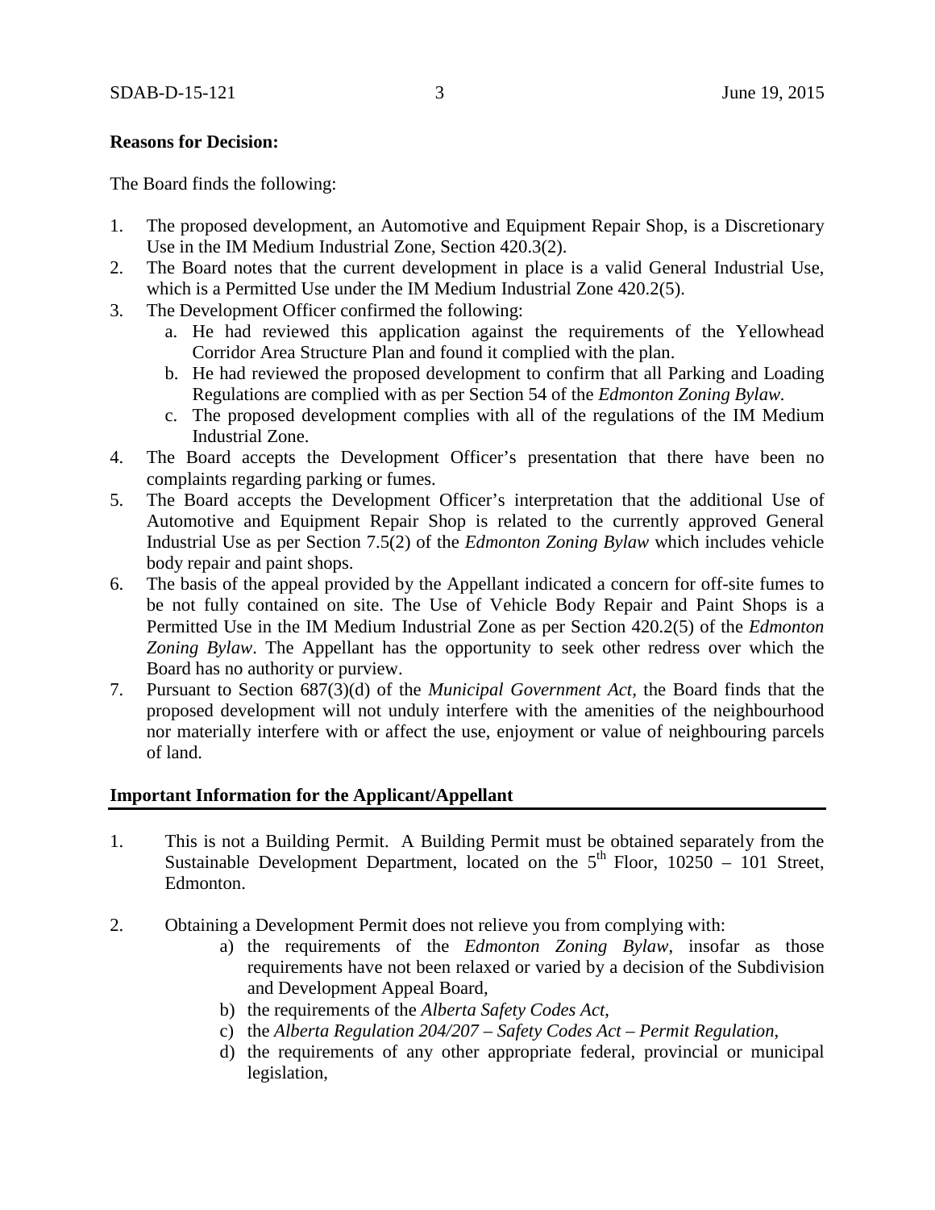**Reasons for Decision:**

The Board finds the following:

1. The proposed development, an Automotive and Equipment Repair Shop, is a Discretionary Use in the IM Medium Industrial Zone, Section 420.3(2).
2. The Board notes that the current development in place is a valid General Industrial Use, which is a Permitted Use under the IM Medium Industrial Zone 420.2(5).
3. The Development Officer confirmed the following:
   a. He had reviewed this application against the requirements of the Yellowhead Corridor Area Structure Plan and found it complied with the plan.
   b. He had reviewed the proposed development to confirm that all Parking and Loading Regulations are complied with as per Section 54 of the *Edmonton Zoning Bylaw*.
   c. The proposed development complies with all of the regulations of the IM Medium Industrial Zone.
4. The Board accepts the Development Officer's presentation that there have been no complaints regarding parking or fumes.
5. The Board accepts the Development Officer's interpretation that the additional Use of Automotive and Equipment Repair Shop is related to the currently approved General Industrial Use as per Section 7.5(2) of the *Edmonton Zoning Bylaw* which includes vehicle body repair and paint shops.
6. The basis of the appeal provided by the Appellant indicated a concern for off-site fumes to be not fully contained on site. The Use of Vehicle Body Repair and Paint Shops is a Permitted Use in the IM Medium Industrial Zone as per Section 420.2(5) of the *Edmonton Zoning Bylaw*. The Appellant has the opportunity to seek other redress over which the Board has no authority or purview.
7. Pursuant to Section 687(3)(d) of the *Municipal Government Act*, the Board finds that the proposed development will not unduly interfere with the amenities of the neighbourhood nor materially interfere with or affect the use, enjoyment or value of neighbouring parcels of land.

**Important Information for the Applicant/Appellant**

1. This is not a Building Permit. A Building Permit must be obtained separately from the Sustainable Development Department, located on the 5th Floor, 10250 – 101 Street, Edmonton.

2. Obtaining a Development Permit does not relieve you from complying with:
   a) the requirements of the *Edmonton Zoning Bylaw*, insofar as those requirements have not been relaxed or varied by a decision of the Subdivision and Development Appeal Board,
   b) the requirements of the *Alberta Safety Codes Act*,
   c) the *Alberta Regulation 204/207 – Safety Codes Act – Permit Regulation*,
   d) the requirements of any other appropriate federal, provincial or municipal legislation,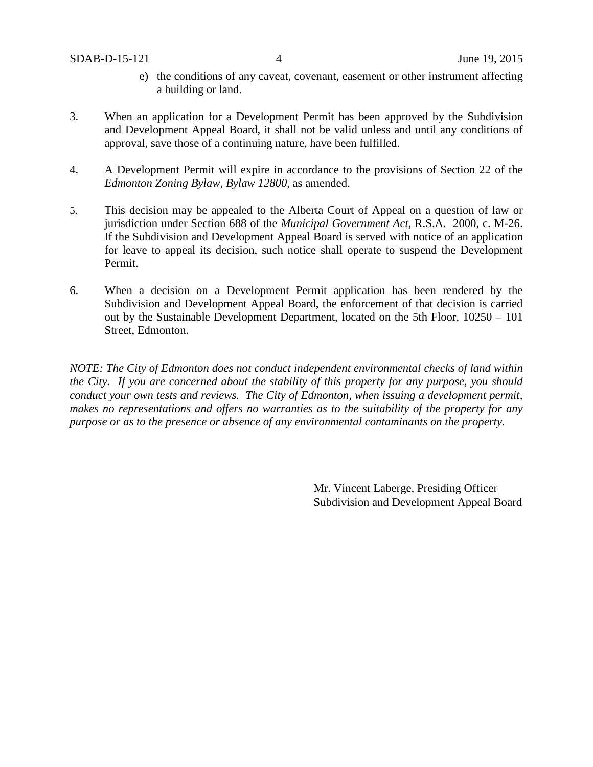e) the conditions of any caveat, covenant, easement or other instrument affecting a building or land.

3. When an application for a Development Permit has been approved by the Subdivision and Development Appeal Board, it shall not be valid unless and until any conditions of approval, save those of a continuing nature, have been fulfilled.

4. A Development Permit will expire in accordance to the provisions of Section 22 of the *Edmonton Zoning Bylaw, Bylaw 12800*, as amended.

5. This decision may be appealed to the Alberta Court of Appeal on a question of law or jurisdiction under Section 688 of the *Municipal Government Act*, R.S.A. 2000, c. M-26. If the Subdivision and Development Appeal Board is served with notice of an application for leave to appeal its decision, such notice shall operate to suspend the Development Permit.

6. When a decision on a Development Permit application has been rendered by the Subdivision and Development Appeal Board, the enforcement of that decision is carried out by the Sustainable Development Department, located on the 5th Floor, 10250 – 101 Street, Edmonton.

*NOTE: The City of Edmonton does not conduct independent environmental checks of land within the City. If you are concerned about the stability of this property for any purpose, you should conduct your own tests and reviews. The City of Edmonton, when issuing a development permit, makes no representations and offers no warranties as to the suitability of the property for any purpose or as to the presence or absence of any environmental contaminants on the property.*

Mr. Vincent Laberge, Presiding Officer
Subdivision and Development Appeal Board